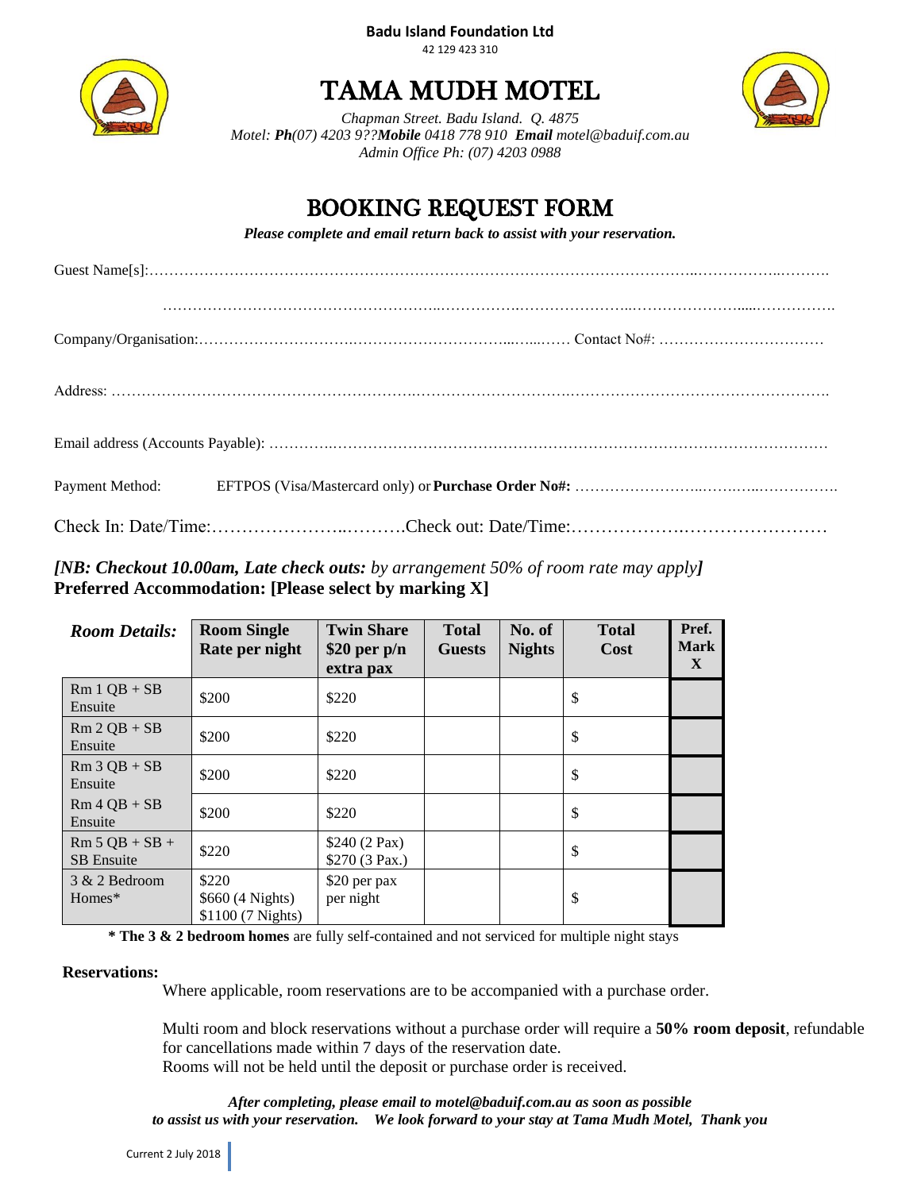**Badu Island Foundation Ltd**

42 129 423 310

# TAMA MUDH MOTEL

*Chapman Street. Badu Island. Q. 4875*
*Motel: **Ph**(07) 4203 9??**Mobile** 0418 778 910 **Email** motel@baduif.com.au*
*Admin Office Ph: (07) 4203 0988*

## BOOKING REQUEST FORM

***Please complete and email return back to assist with your reservation.***

Guest Name[s]:……………………………………………………………………………………………………………………………

……………………………………………………………………………………………………………………………

Company/Organisation:………………………………………………………………… Contact No#: ……………………………

Address: ……………………………………………………………………………………………………………………………

Email address (Accounts Payable): ……………………………………………………………………………………………………

Payment Method: EFTPOS (Visa/Mastercard only) or **Purchase Order No#:** ………………………………………………

Check In: Date/Time:…………………………….Check out: Date/Time:………………………………………

***[NB: Checkout 10.00am, Late check outs:** by arrangement 50% of room rate may apply**]***
**Preferred Accommodation: [Please select by marking X]**

| ***Room Details:*** | **Room Single Rate per night** | **Twin Share $20 per p/n extra pax** | **Total Guests** | **No. of Nights** | **Total Cost** | **Pref. Mark X** |
|---|---|---|---|---|---|---|
| Rm 1 QB + SB Ensuite | $200 | $220 | | | $ | |
| Rm 2 QB + SB Ensuite | $200 | $220 | | | $ | |
| Rm 3 QB + SB Ensuite | $200 | $220 | | | $ | |
| Rm 4 QB + SB Ensuite | $200 | $220 | | | $ | |
| Rm 5 QB + SB + SB Ensuite | $220 | $240 (2 Pax) $270 (3 Pax.) | | | $ | |
| 3 & 2 Bedroom Homes* | $220 $660 (4 Nights) $1100 (7 Nights) | $20 per pax per night | | | $ | |

**\* The 3 & 2 bedroom homes** are fully self-contained and not serviced for multiple night stays

**Reservations:**

Where applicable, room reservations are to be accompanied with a purchase order.

Multi room and block reservations without a purchase order will require a **50% room deposit**, refundable for cancellations made within 7 days of the reservation date.
Rooms will not be held until the deposit or purchase order is received.

***After completing, please email to motel@baduif.com.au as soon as possible***
***to assist us with your reservation. We look forward to your stay at Tama Mudh Motel, Thank you***

Current 2 July 2018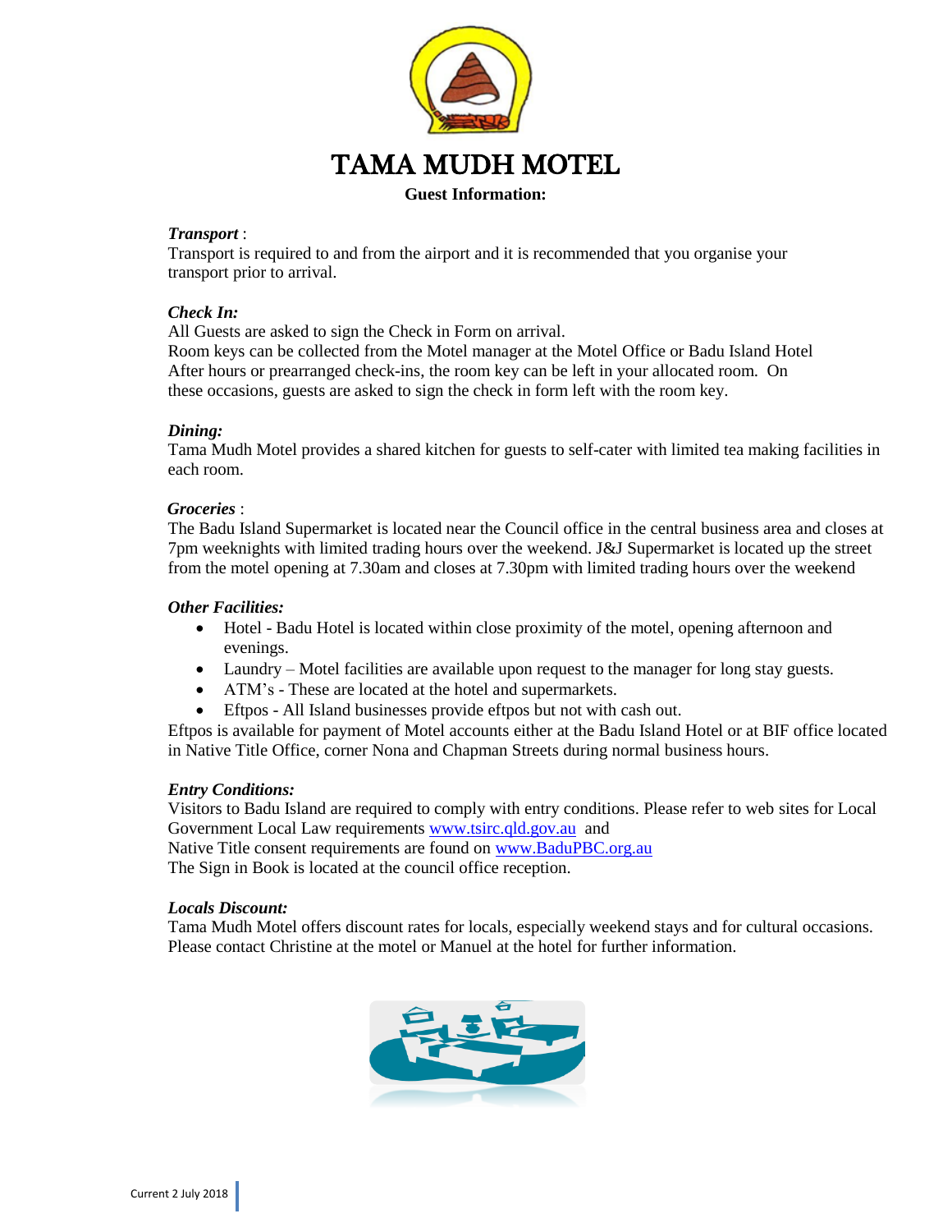# TAMA MUDH MOTEL

**Guest Information:**

***Transport*** :
Transport is required to and from the airport and it is recommended that you organise your transport prior to arrival.

***Check In:***
All Guests are asked to sign the Check in Form on arrival.
Room keys can be collected from the Motel manager at the Motel Office or Badu Island Hotel
After hours or prearranged check-ins, the room key can be left in your allocated room. On these occasions, guests are asked to sign the check in form left with the room key.

***Dining:***
Tama Mudh Motel provides a shared kitchen for guests to self-cater with limited tea making facilities in each room.

***Groceries*** :
The Badu Island Supermarket is located near the Council office in the central business area and closes at 7pm weeknights with limited trading hours over the weekend. J&J Supermarket is located up the street from the motel opening at 7.30am and closes at 7.30pm with limited trading hours over the weekend

***Other Facilities:***

- Hotel - Badu Hotel is located within close proximity of the motel, opening afternoon and evenings.
- Laundry – Motel facilities are available upon request to the manager for long stay guests.
- ATM's - These are located at the hotel and supermarkets.
- Eftpos - All Island businesses provide eftpos but not with cash out.

Eftpos is available for payment of Motel accounts either at the Badu Island Hotel or at BIF office located in Native Title Office, corner Nona and Chapman Streets during normal business hours.

***Entry Conditions:***
Visitors to Badu Island are required to comply with entry conditions. Please refer to web sites for Local Government Local Law requirements www.tsirc.qld.gov.au and
Native Title consent requirements are found on www.BaduPBC.org.au
The Sign in Book is located at the council office reception.

***Locals Discount:***
Tama Mudh Motel offers discount rates for locals, especially weekend stays and for cultural occasions. Please contact Christine at the motel or Manuel at the hotel for further information.

Current 2 July 2018